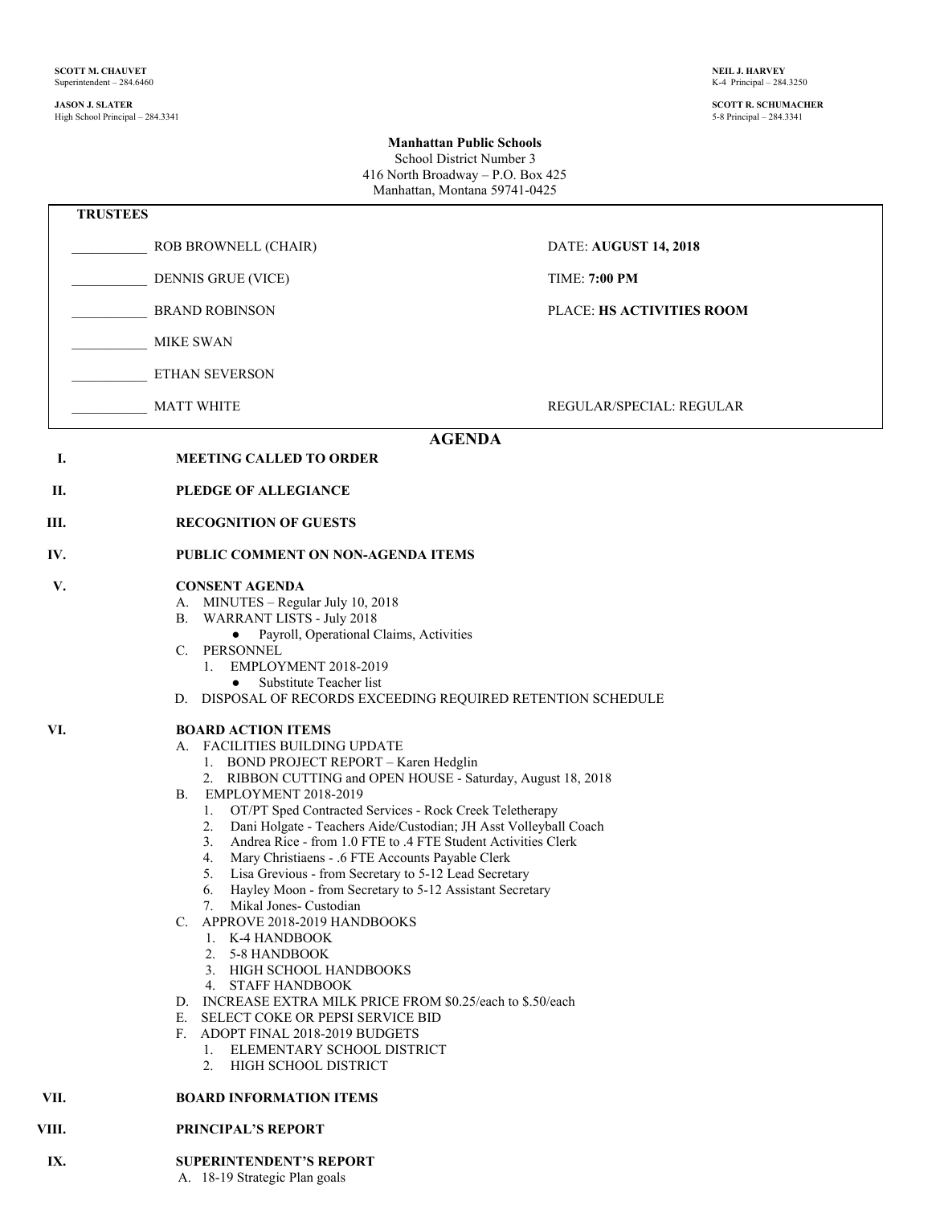**SCOTT M. CHAUVET**
Superintendent – 284.6460

**JASON J. SLATER**
High School Principal – 284.3341

**NEIL J. HARVEY**
K-4 Principal – 284.3250

**SCOTT R. SCHUMACHER**
5-8 Principal – 284.3341

**Manhattan Public Schools**
School District Number 3
416 North Broadway – P.O. Box 425
Manhattan, Montana 59741-0425

**TRUSTEES**

| | | |
|---|---|---|
| ___________ | ROB BROWNELL (CHAIR) | DATE: **AUGUST 14, 2018** |
| ___________ | DENNIS GRUE (VICE) | TIME: **7:00 PM** |
| ___________ | BRAND ROBINSON | PLACE: **HS ACTIVITIES ROOM** |
| ___________ | MIKE SWAN | |
| ___________ | ETHAN SEVERSON | |
| ___________ | MATT WHITE | REGULAR/SPECIAL: REGULAR |

## AGENDA

**I. MEETING CALLED TO ORDER**

**II. PLEDGE OF ALLEGIANCE**

**III. RECOGNITION OF GUESTS**

**IV. PUBLIC COMMENT ON NON-AGENDA ITEMS**

**V. CONSENT AGENDA**

A. MINUTES – Regular July 10, 2018
B. WARRANT LISTS - July 2018
- Payroll, Operational Claims, Activities

C. PERSONNEL
1. EMPLOYMENT 2018-2019
   - Substitute Teacher list

D. DISPOSAL OF RECORDS EXCEEDING REQUIRED RETENTION SCHEDULE

**VI. BOARD ACTION ITEMS**

A. FACILITIES BUILDING UPDATE
1. BOND PROJECT REPORT – Karen Hedglin
2. RIBBON CUTTING and OPEN HOUSE - Saturday, August 18, 2018

B. EMPLOYMENT 2018-2019
1. OT/PT Sped Contracted Services - Rock Creek Teletherapy
2. Dani Holgate - Teachers Aide/Custodian; JH Asst Volleyball Coach
3. Andrea Rice - from 1.0 FTE to .4 FTE Student Activities Clerk
4. Mary Christiaens - .6 FTE Accounts Payable Clerk
5. Lisa Grevious - from Secretary to 5-12 Lead Secretary
6. Hayley Moon - from Secretary to 5-12 Assistant Secretary
7. Mikal Jones- Custodian

C. APPROVE 2018-2019 HANDBOOKS
1. K-4 HANDBOOK
2. 5-8 HANDBOOK
3. HIGH SCHOOL HANDBOOKS
4. STAFF HANDBOOK

D. INCREASE EXTRA MILK PRICE FROM $0.25/each to $.50/each
E. SELECT COKE OR PEPSI SERVICE BID
F. ADOPT FINAL 2018-2019 BUDGETS
1. ELEMENTARY SCHOOL DISTRICT
2. HIGH SCHOOL DISTRICT

**VII. BOARD INFORMATION ITEMS**

**VIII. PRINCIPAL'S REPORT**

**IX. SUPERINTENDENT'S REPORT**

A. 18-19 Strategic Plan goals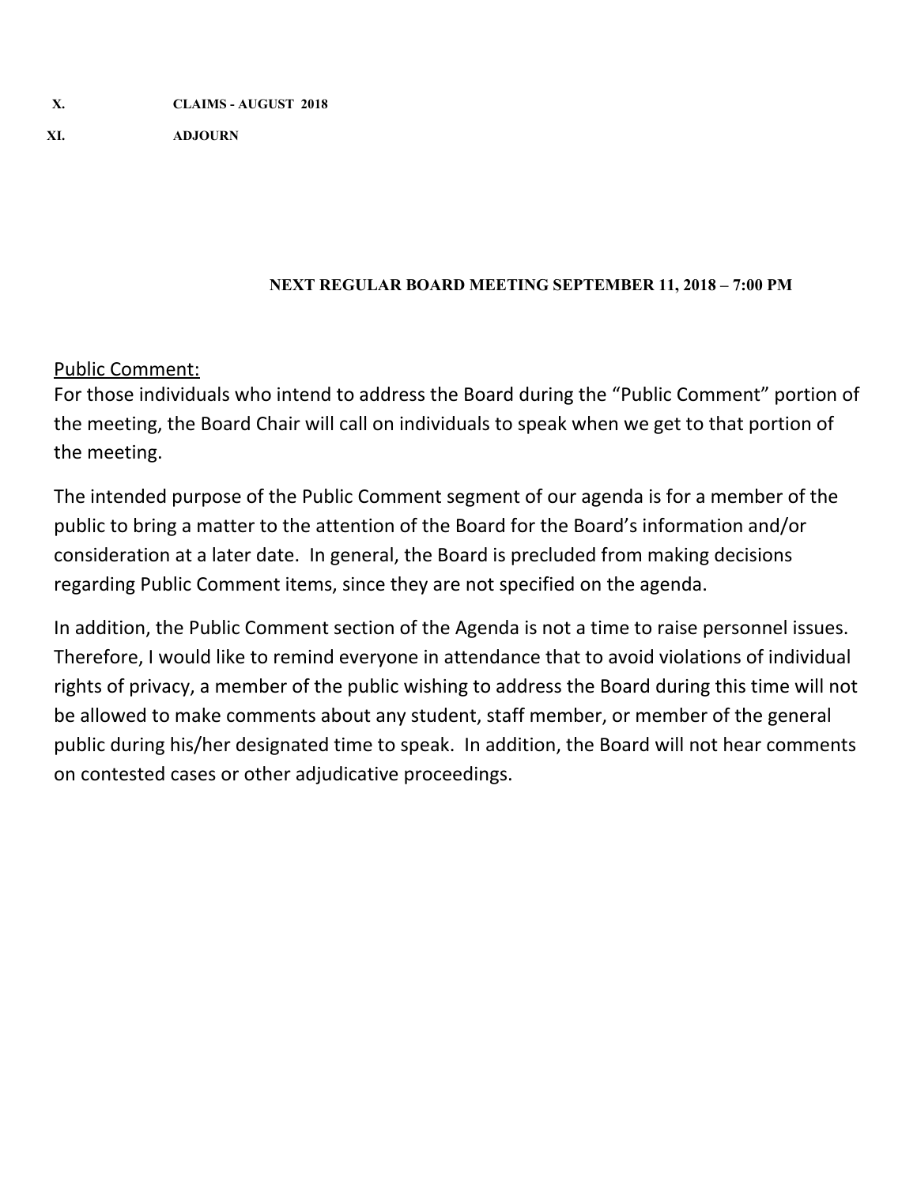**X. CLAIMS - AUGUST 2018**

**XI. ADJOURN**

**NEXT REGULAR BOARD MEETING SEPTEMBER 11, 2018 – 7:00 PM**

<u>Public Comment:</u>
For those individuals who intend to address the Board during the "Public Comment" portion of the meeting, the Board Chair will call on individuals to speak when we get to that portion of the meeting.

The intended purpose of the Public Comment segment of our agenda is for a member of the public to bring a matter to the attention of the Board for the Board's information and/or consideration at a later date. In general, the Board is precluded from making decisions regarding Public Comment items, since they are not specified on the agenda.

In addition, the Public Comment section of the Agenda is not a time to raise personnel issues. Therefore, I would like to remind everyone in attendance that to avoid violations of individual rights of privacy, a member of the public wishing to address the Board during this time will not be allowed to make comments about any student, staff member, or member of the general public during his/her designated time to speak. In addition, the Board will not hear comments on contested cases or other adjudicative proceedings.